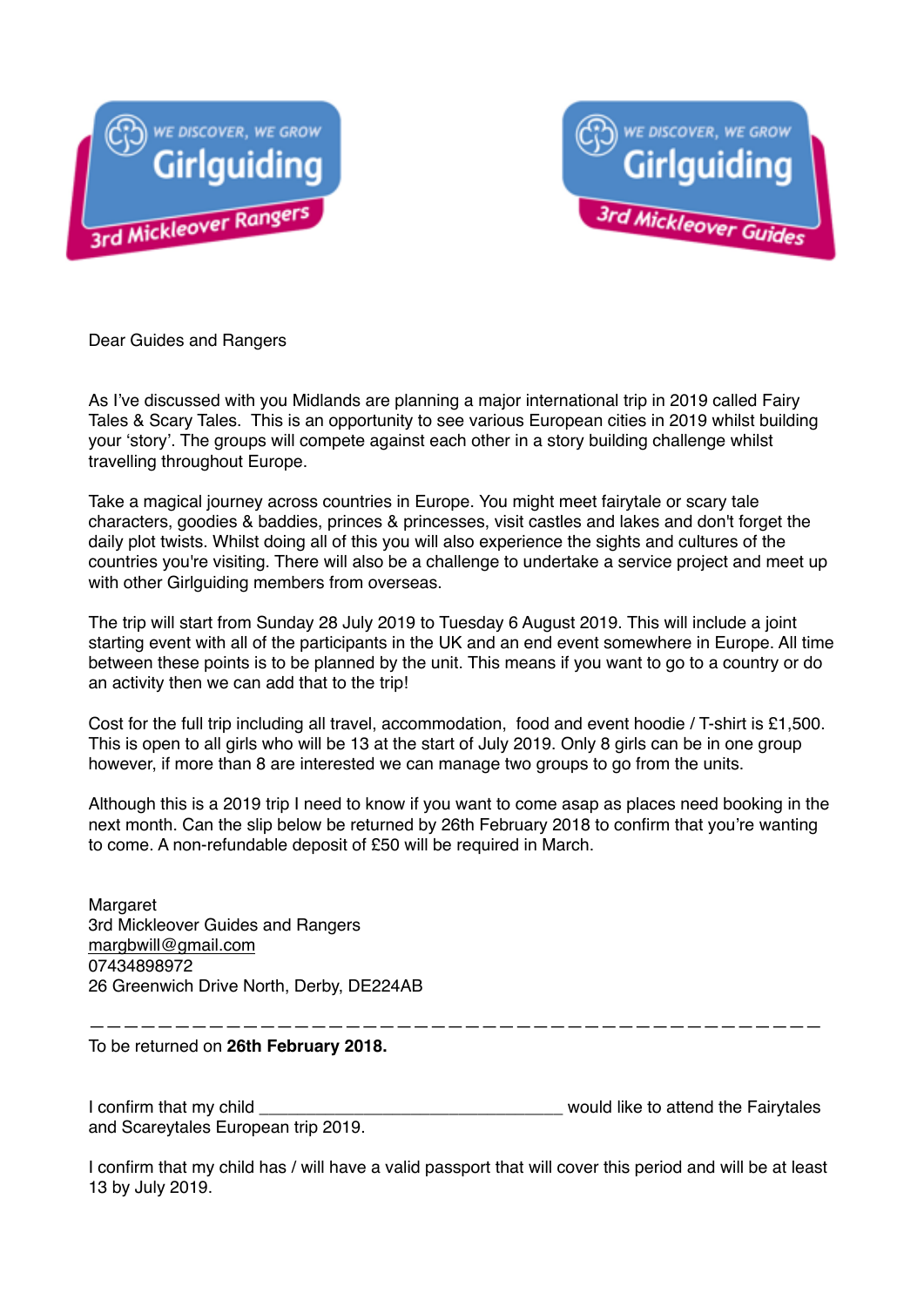WE DISCOVER, WE GROW
Girlguiding
3rd Mickleover Rangers

WE DISCOVER, WE GROW
Girlguiding
3rd Mickleover Guides

Dear Guides and Rangers

As I've discussed with you Midlands are planning a major international trip in 2019 called Fairy Tales & Scary Tales. This is an opportunity to see various European cities in 2019 whilst building your 'story'. The groups will compete against each other in a story building challenge whilst travelling throughout Europe.

Take a magical journey across countries in Europe. You might meet fairytale or scary tale characters, goodies & baddies, princes & princesses, visit castles and lakes and don't forget the daily plot twists. Whilst doing all of this you will also experience the sights and cultures of the countries you're visiting. There will also be a challenge to undertake a service project and meet up with other Girlguiding members from overseas.

The trip will start from Sunday 28 July 2019 to Tuesday 6 August 2019. This will include a joint starting event with all of the participants in the UK and an end event somewhere in Europe. All time between these points is to be planned by the unit. This means if you want to go to a country or do an activity then we can add that to the trip!

Cost for the full trip including all travel, accommodation, food and event hoodie / T-shirt is £1,500. This is open to all girls who will be 13 at the start of July 2019. Only 8 girls can be in one group however, if more than 8 are interested we can manage two groups to go from the units.

Although this is a 2019 trip I need to know if you want to come asap as places need booking in the next month. Can the slip below be returned by 26th February 2018 to confirm that you're wanting to come. A non-refundable deposit of £50 will be required in March.

Margaret  
3rd Mickleover Guides and Rangers  
margbwill@gmail.com  
07434898972  
26 Greenwich Drive North, Derby, DE224AB

---

To be returned on **26th February 2018.**

I confirm that my child ________________________________ would like to attend the Fairytales and Scareytales European trip 2019.

I confirm that my child has / will have a valid passport that will cover this period and will be at least 13 by July 2019.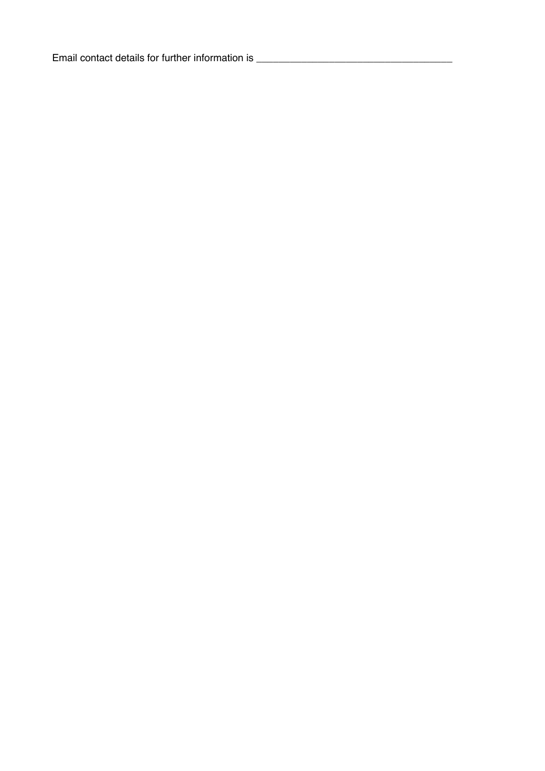Email contact details for further information is ___________________________________